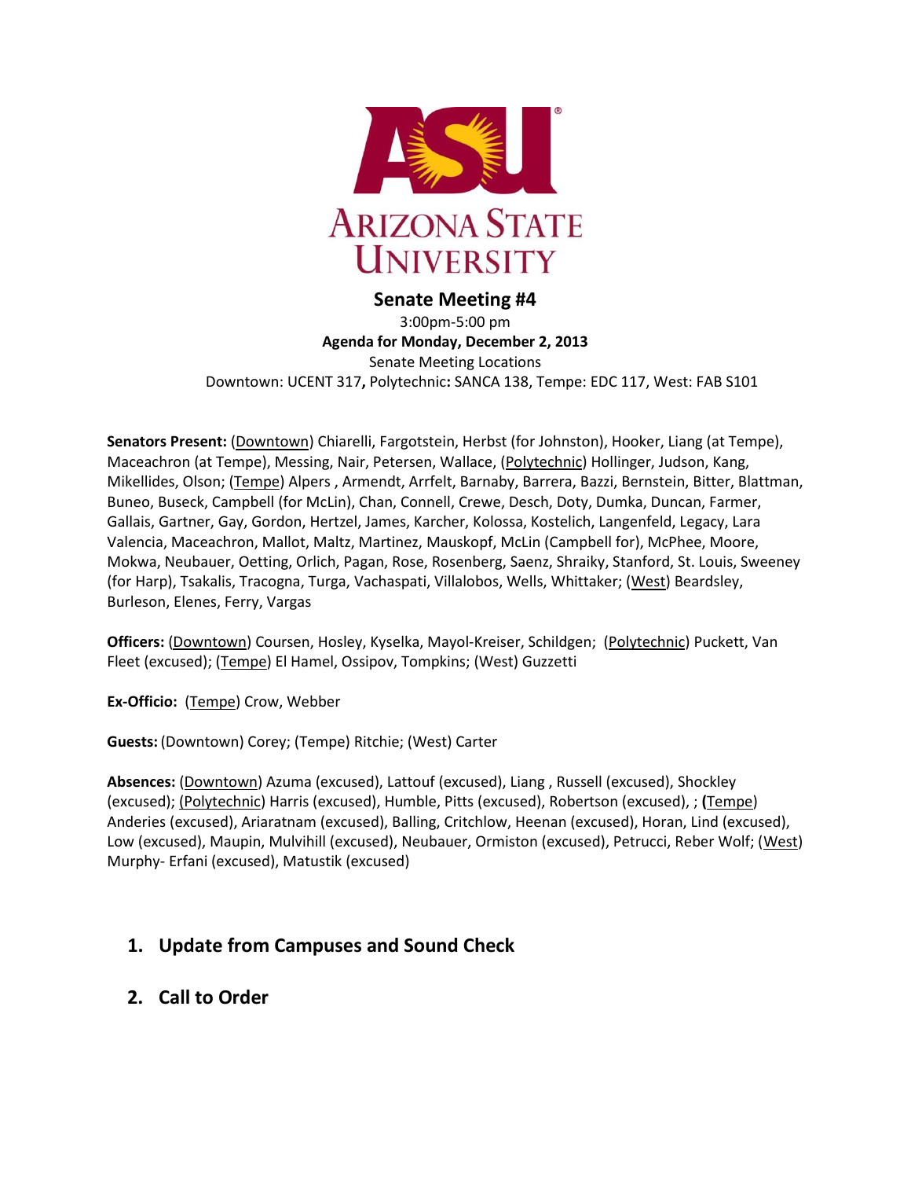ARIZONA STATE UNIVERSITY

## Senate Meeting #4

3:00pm-5:00 pm

**Agenda for Monday, December 2, 2013**

Senate Meeting Locations

Downtown: UCENT 317**,** Polytechnic**:** SANCA 138, Tempe: EDC 117, West: FAB S101

**Senators Present:** (Downtown) Chiarelli, Fargotstein, Herbst (for Johnston), Hooker, Liang (at Tempe), Maceachron (at Tempe), Messing, Nair, Petersen, Wallace, (Polytechnic) Hollinger, Judson, Kang, Mikellides, Olson; (Tempe) Alpers , Armendt, Arrfelt, Barnaby, Barrera, Bazzi, Bernstein, Bitter, Blattman, Buneo, Buseck, Campbell (for McLin), Chan, Connell, Crewe, Desch, Doty, Dumka, Duncan, Farmer, Gallais, Gartner, Gay, Gordon, Hertzel, James, Karcher, Kolossa, Kostelich, Langenfeld, Legacy, Lara Valencia, Maceachron, Mallot, Maltz, Martinez, Mauskopf, McLin (Campbell for), McPhee, Moore, Mokwa, Neubauer, Oetting, Orlich, Pagan, Rose, Rosenberg, Saenz, Shraiky, Stanford, St. Louis, Sweeney (for Harp), Tsakalis, Tracogna, Turga, Vachaspati, Villalobos, Wells, Whittaker; (West) Beardsley, Burleson, Elenes, Ferry, Vargas

**Officers:** (Downtown) Coursen, Hosley, Kyselka, Mayol-Kreiser, Schildgen; (Polytechnic) Puckett, Van Fleet (excused); (Tempe) El Hamel, Ossipov, Tompkins; (West) Guzzetti

**Ex-Officio:** (Tempe) Crow, Webber

**Guests:** (Downtown) Corey; (Tempe) Ritchie; (West) Carter

**Absences:** (Downtown) Azuma (excused), Lattouf (excused), Liang , Russell (excused), Shockley (excused); (Polytechnic) Harris (excused), Humble, Pitts (excused), Robertson (excused), ; **(**Tempe) Anderies (excused), Ariaratnam (excused), Balling, Critchlow, Heenan (excused), Horan, Lind (excused), Low (excused), Maupin, Mulvihill (excused), Neubauer, Ormiston (excused), Petrucci, Reber Wolf; (West) Murphy- Erfani (excused), Matustik (excused)

### 1. Update from Campuses and Sound Check

### 2. Call to Order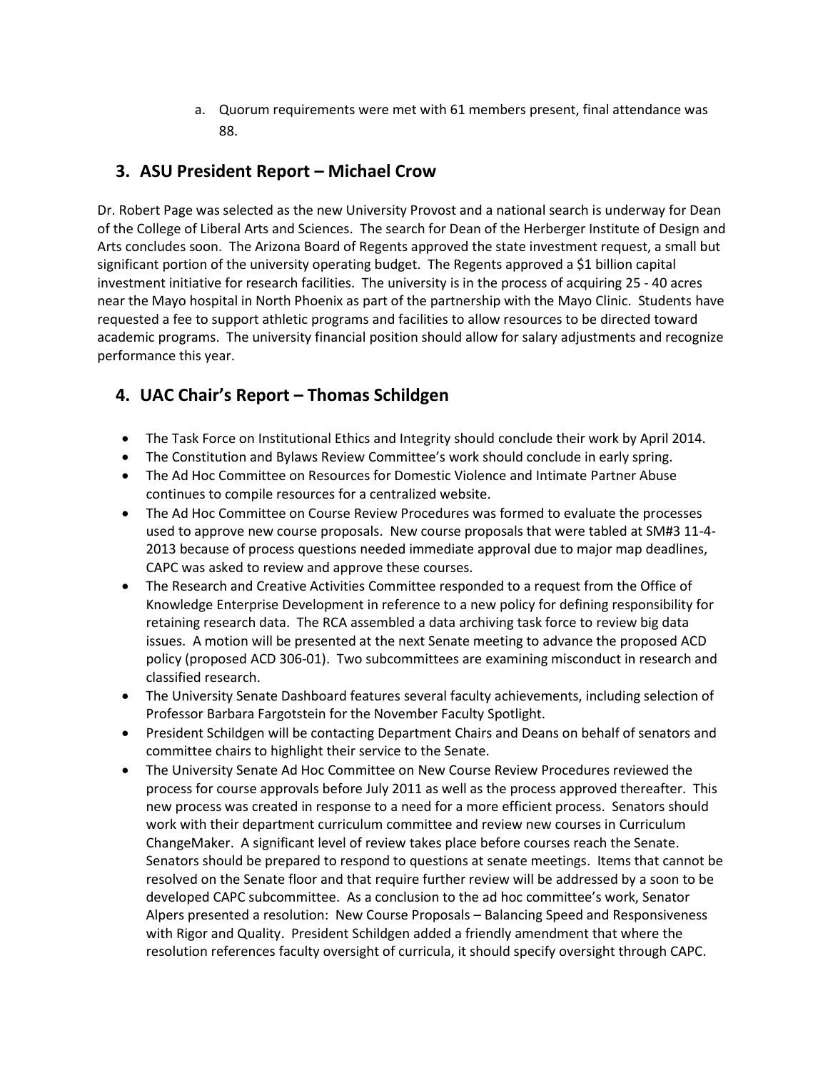a. Quorum requirements were met with 61 members present, final attendance was 88.

## 3. ASU President Report – Michael Crow

Dr. Robert Page was selected as the new University Provost and a national search is underway for Dean of the College of Liberal Arts and Sciences. The search for Dean of the Herberger Institute of Design and Arts concludes soon. The Arizona Board of Regents approved the state investment request, a small but significant portion of the university operating budget. The Regents approved a $1 billion capital investment initiative for research facilities. The university is in the process of acquiring 25 - 40 acres near the Mayo hospital in North Phoenix as part of the partnership with the Mayo Clinic. Students have requested a fee to support athletic programs and facilities to allow resources to be directed toward academic programs. The university financial position should allow for salary adjustments and recognize performance this year.

## 4. UAC Chair's Report – Thomas Schildgen

- The Task Force on Institutional Ethics and Integrity should conclude their work by April 2014.
- The Constitution and Bylaws Review Committee's work should conclude in early spring.
- The Ad Hoc Committee on Resources for Domestic Violence and Intimate Partner Abuse continues to compile resources for a centralized website.
- The Ad Hoc Committee on Course Review Procedures was formed to evaluate the processes used to approve new course proposals. New course proposals that were tabled at SM#3 11-4-2013 because of process questions needed immediate approval due to major map deadlines, CAPC was asked to review and approve these courses.
- The Research and Creative Activities Committee responded to a request from the Office of Knowledge Enterprise Development in reference to a new policy for defining responsibility for retaining research data. The RCA assembled a data archiving task force to review big data issues. A motion will be presented at the next Senate meeting to advance the proposed ACD policy (proposed ACD 306-01). Two subcommittees are examining misconduct in research and classified research.
- The University Senate Dashboard features several faculty achievements, including selection of Professor Barbara Fargotstein for the November Faculty Spotlight.
- President Schildgen will be contacting Department Chairs and Deans on behalf of senators and committee chairs to highlight their service to the Senate.
- The University Senate Ad Hoc Committee on New Course Review Procedures reviewed the process for course approvals before July 2011 as well as the process approved thereafter. This new process was created in response to a need for a more efficient process. Senators should work with their department curriculum committee and review new courses in Curriculum ChangeMaker. A significant level of review takes place before courses reach the Senate. Senators should be prepared to respond to questions at senate meetings. Items that cannot be resolved on the Senate floor and that require further review will be addressed by a soon to be developed CAPC subcommittee. As a conclusion to the ad hoc committee's work, Senator Alpers presented a resolution: New Course Proposals – Balancing Speed and Responsiveness with Rigor and Quality. President Schildgen added a friendly amendment that where the resolution references faculty oversight of curricula, it should specify oversight through CAPC.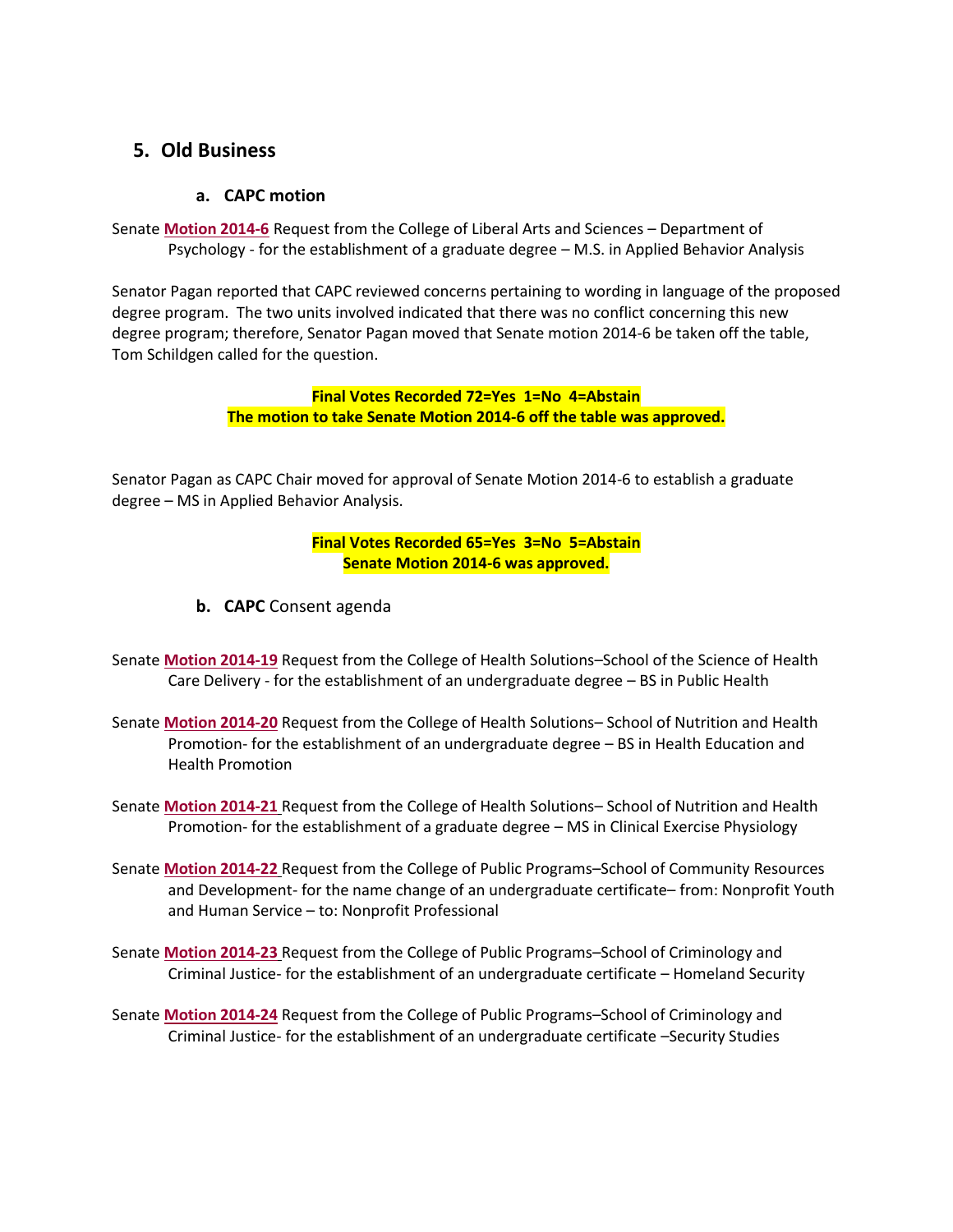## 5. Old Business

### a. CAPC motion

Senate **Motion 2014-6** Request from the College of Liberal Arts and Sciences – Department of Psychology - for the establishment of a graduate degree – M.S. in Applied Behavior Analysis

Senator Pagan reported that CAPC reviewed concerns pertaining to wording in language of the proposed degree program. The two units involved indicated that there was no conflict concerning this new degree program; therefore, Senator Pagan moved that Senate motion 2014-6 be taken off the table, Tom Schildgen called for the question.

**Final Votes Recorded 72=Yes 1=No 4=Abstain**
**The motion to take Senate Motion 2014-6 off the table was approved.**

Senator Pagan as CAPC Chair moved for approval of Senate Motion 2014-6 to establish a graduate degree – MS in Applied Behavior Analysis.

**Final Votes Recorded 65=Yes 3=No 5=Abstain**
**Senate Motion 2014-6 was approved.**

### b. **CAPC** Consent agenda

Senate **Motion 2014-19** Request from the College of Health Solutions–School of the Science of Health Care Delivery - for the establishment of an undergraduate degree – BS in Public Health

Senate **Motion 2014-20** Request from the College of Health Solutions– School of Nutrition and Health Promotion- for the establishment of an undergraduate degree – BS in Health Education and Health Promotion

Senate **Motion 2014-21** Request from the College of Health Solutions– School of Nutrition and Health Promotion- for the establishment of a graduate degree – MS in Clinical Exercise Physiology

Senate **Motion 2014-22** Request from the College of Public Programs–School of Community Resources and Development- for the name change of an undergraduate certificate– from: Nonprofit Youth and Human Service – to: Nonprofit Professional

Senate **Motion 2014-23** Request from the College of Public Programs–School of Criminology and Criminal Justice- for the establishment of an undergraduate certificate – Homeland Security

Senate **Motion 2014-24** Request from the College of Public Programs–School of Criminology and Criminal Justice- for the establishment of an undergraduate certificate –Security Studies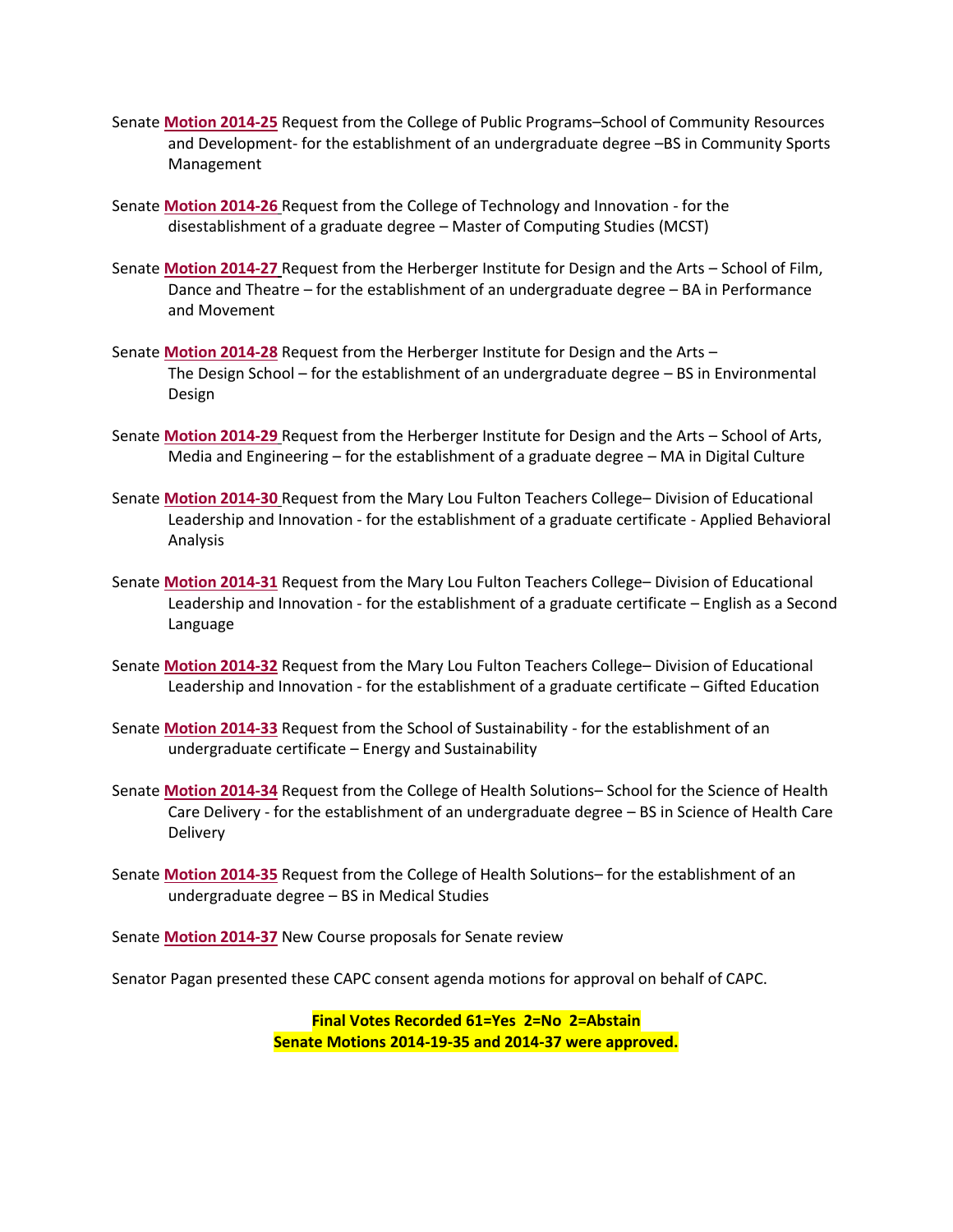Senate **Motion 2014-25** Request from the College of Public Programs–School of Community Resources and Development- for the establishment of an undergraduate degree –BS in Community Sports Management

Senate **Motion 2014-26** Request from the College of Technology and Innovation - for the disestablishment of a graduate degree – Master of Computing Studies (MCST)

Senate **Motion 2014-27** Request from the Herberger Institute for Design and the Arts – School of Film, Dance and Theatre – for the establishment of an undergraduate degree – BA in Performance and Movement

Senate **Motion 2014-28** Request from the Herberger Institute for Design and the Arts – The Design School – for the establishment of an undergraduate degree – BS in Environmental Design

Senate **Motion 2014-29** Request from the Herberger Institute for Design and the Arts – School of Arts, Media and Engineering – for the establishment of a graduate degree – MA in Digital Culture

Senate **Motion 2014-30** Request from the Mary Lou Fulton Teachers College– Division of Educational Leadership and Innovation - for the establishment of a graduate certificate - Applied Behavioral Analysis

Senate **Motion 2014-31** Request from the Mary Lou Fulton Teachers College– Division of Educational Leadership and Innovation - for the establishment of a graduate certificate – English as a Second Language

Senate **Motion 2014-32** Request from the Mary Lou Fulton Teachers College– Division of Educational Leadership and Innovation - for the establishment of a graduate certificate – Gifted Education

Senate **Motion 2014-33** Request from the School of Sustainability - for the establishment of an undergraduate certificate – Energy and Sustainability

Senate **Motion 2014-34** Request from the College of Health Solutions– School for the Science of Health Care Delivery - for the establishment of an undergraduate degree – BS in Science of Health Care Delivery

Senate **Motion 2014-35** Request from the College of Health Solutions– for the establishment of an undergraduate degree – BS in Medical Studies

Senate **Motion 2014-37** New Course proposals for Senate review

Senator Pagan presented these CAPC consent agenda motions for approval on behalf of CAPC.

**Final Votes Recorded 61=Yes 2=No 2=Abstain**
**Senate Motions 2014-19-35 and 2014-37 were approved.**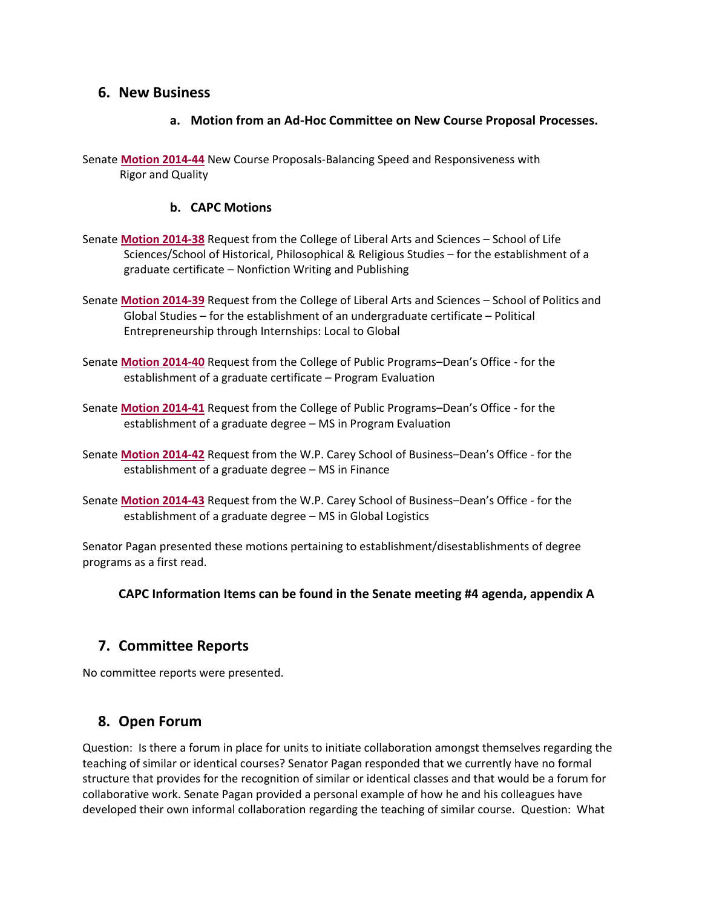## 6. New Business

### a. Motion from an Ad-Hoc Committee on New Course Proposal Processes.

Senate **Motion 2014-44** New Course Proposals-Balancing Speed and Responsiveness with Rigor and Quality

### b. CAPC Motions

Senate **Motion 2014-38** Request from the College of Liberal Arts and Sciences – School of Life Sciences/School of Historical, Philosophical & Religious Studies – for the establishment of a graduate certificate – Nonfiction Writing and Publishing

Senate **Motion 2014-39** Request from the College of Liberal Arts and Sciences – School of Politics and Global Studies – for the establishment of an undergraduate certificate – Political Entrepreneurship through Internships: Local to Global

Senate **Motion 2014-40** Request from the College of Public Programs–Dean's Office - for the establishment of a graduate certificate – Program Evaluation

Senate **Motion 2014-41** Request from the College of Public Programs–Dean's Office - for the establishment of a graduate degree – MS in Program Evaluation

Senate **Motion 2014-42** Request from the W.P. Carey School of Business–Dean's Office - for the establishment of a graduate degree – MS in Finance

Senate **Motion 2014-43** Request from the W.P. Carey School of Business–Dean's Office - for the establishment of a graduate degree – MS in Global Logistics

Senator Pagan presented these motions pertaining to establishment/disestablishments of degree programs as a first read.

**CAPC Information Items can be found in the Senate meeting #4 agenda, appendix A**

## 7. Committee Reports

No committee reports were presented.

## 8. Open Forum

Question: Is there a forum in place for units to initiate collaboration amongst themselves regarding the teaching of similar or identical courses? Senator Pagan responded that we currently have no formal structure that provides for the recognition of similar or identical classes and that would be a forum for collaborative work. Senate Pagan provided a personal example of how he and his colleagues have developed their own informal collaboration regarding the teaching of similar course. Question: What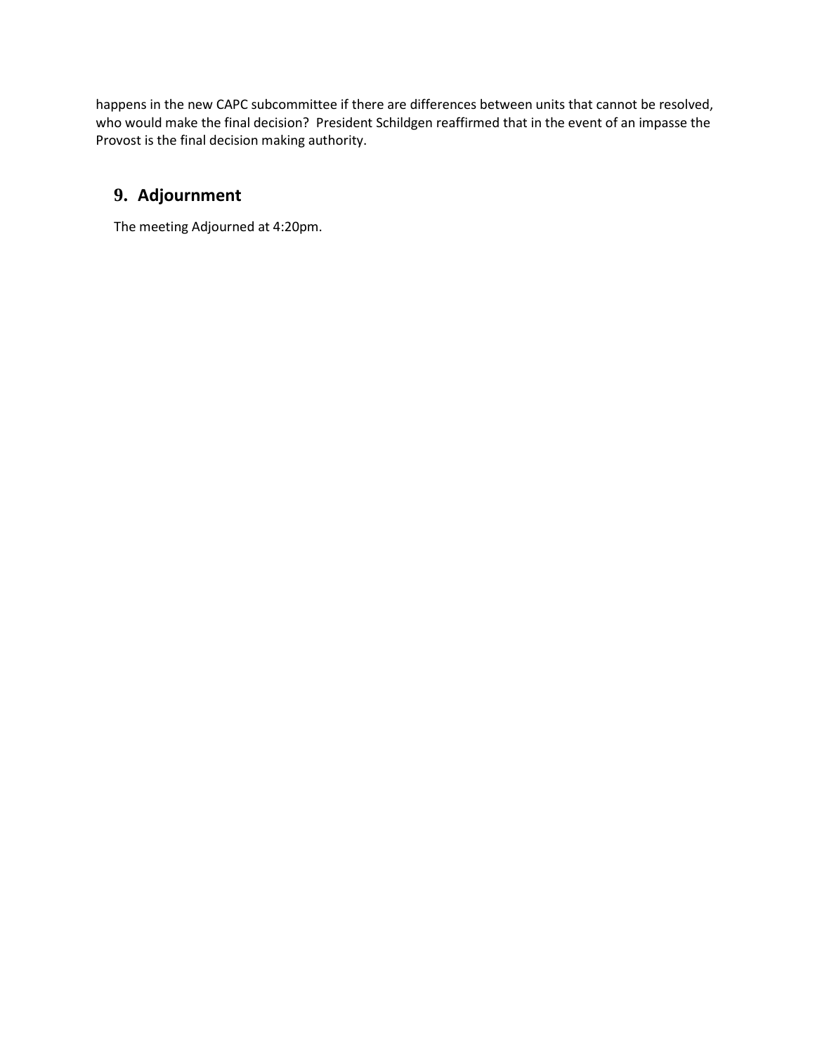happens in the new CAPC subcommittee if there are differences between units that cannot be resolved, who would make the final decision? President Schildgen reaffirmed that in the event of an impasse the Provost is the final decision making authority.

## 9. Adjournment

The meeting Adjourned at 4:20pm.